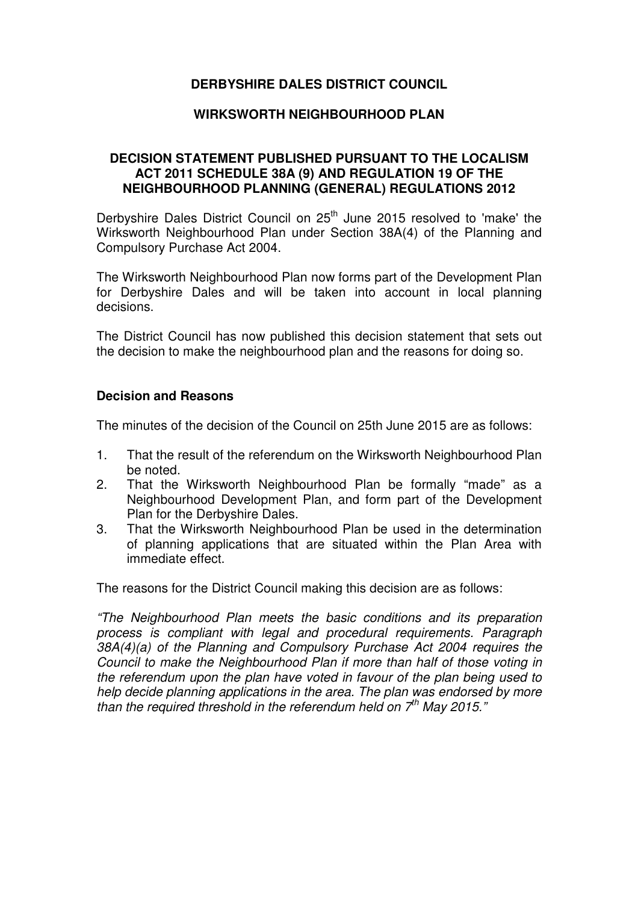# DERBYSHIRE DALES DISTRICT COUNCIL

## WIRKSWORTH NEIGHBOURHOOD PLAN

### DECISION STATEMENT PUBLISHED PURSUANT TO THE LOCALISM ACT 2011 SCHEDULE 38A (9) AND REGULATION 19 OF THE NEIGHBOURHOOD PLANNING (GENERAL) REGULATIONS 2012

Derbyshire Dales District Council on 25th June 2015 resolved to 'make' the Wirksworth Neighbourhood Plan under Section 38A(4) of the Planning and Compulsory Purchase Act 2004.

The Wirksworth Neighbourhood Plan now forms part of the Development Plan for Derbyshire Dales and will be taken into account in local planning decisions.

The District Council has now published this decision statement that sets out the decision to make the neighbourhood plan and the reasons for doing so.

**Decision and Reasons**

The minutes of the decision of the Council on 25th June 2015 are as follows:

1. That the result of the referendum on the Wirksworth Neighbourhood Plan be noted.
2. That the Wirksworth Neighbourhood Plan be formally "made" as a Neighbourhood Development Plan, and form part of the Development Plan for the Derbyshire Dales.
3. That the Wirksworth Neighbourhood Plan be used in the determination of planning applications that are situated within the Plan Area with immediate effect.

The reasons for the District Council making this decision are as follows:

*"The Neighbourhood Plan meets the basic conditions and its preparation process is compliant with legal and procedural requirements. Paragraph 38A(4)(a) of the Planning and Compulsory Purchase Act 2004 requires the Council to make the Neighbourhood Plan if more than half of those voting in the referendum upon the plan have voted in favour of the plan being used to help decide planning applications in the area. The plan was endorsed by more than the required threshold in the referendum held on 7th May 2015."*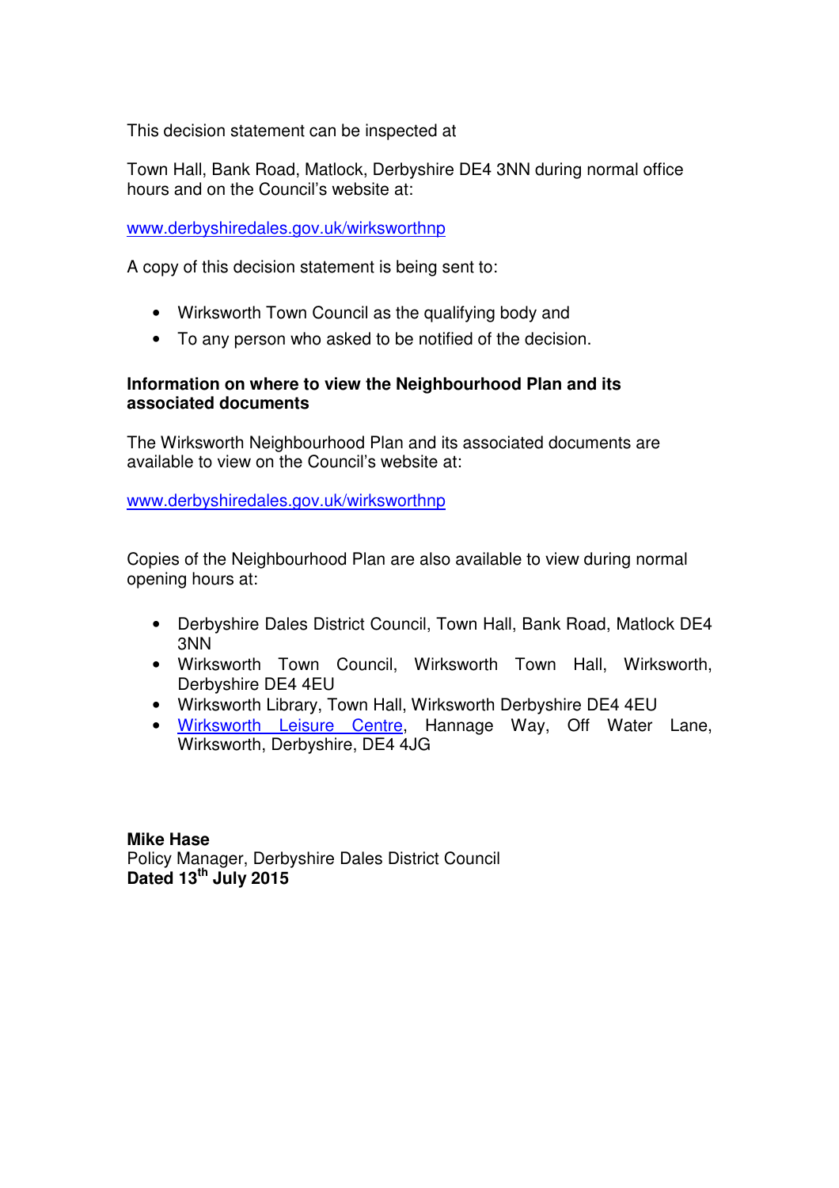This decision statement can be inspected at

Town Hall, Bank Road, Matlock, Derbyshire DE4 3NN during normal office hours and on the Council's website at:

www.derbyshiredales.gov.uk/wirksworthnp

A copy of this decision statement is being sent to:

- Wirksworth Town Council as the qualifying body and
- To any person who asked to be notified of the decision.

**Information on where to view the Neighbourhood Plan and its associated documents**

The Wirksworth Neighbourhood Plan and its associated documents are available to view on the Council's website at:

www.derbyshiredales.gov.uk/wirksworthnp

Copies of the Neighbourhood Plan are also available to view during normal opening hours at:

- Derbyshire Dales District Council, Town Hall, Bank Road, Matlock DE4 3NN
- Wirksworth Town Council, Wirksworth Town Hall, Wirksworth, Derbyshire DE4 4EU
- Wirksworth Library, Town Hall, Wirksworth Derbyshire DE4 4EU
- Wirksworth Leisure Centre, Hannage Way, Off Water Lane, Wirksworth, Derbyshire, DE4 4JG

**Mike Hase**
Policy Manager, Derbyshire Dales District Council
**Dated 13th July 2015**